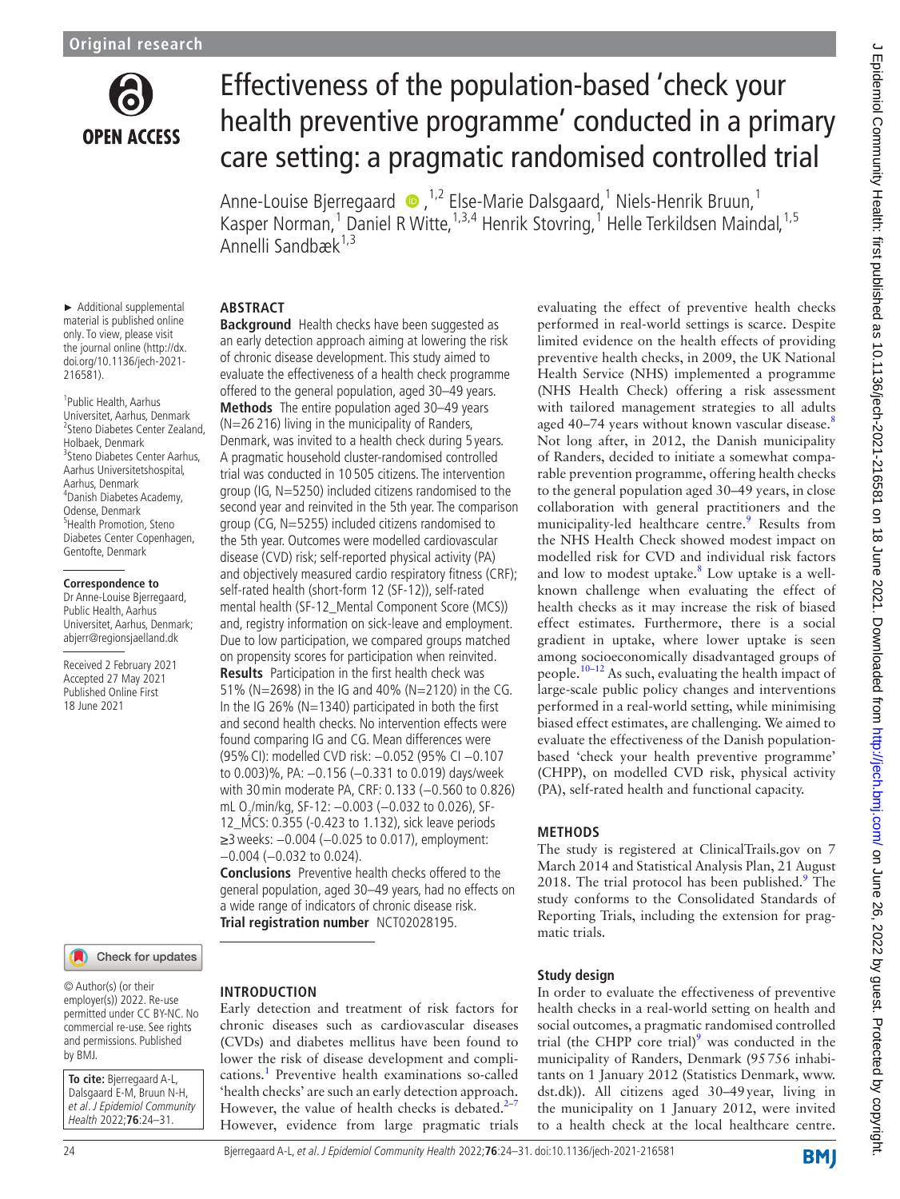Original research

# Effectiveness of the population-based 'check your health preventive programme' conducted in a primary care setting: a pragmatic randomised controlled trial

Anne-Louise Bjerregaard[1,2] Else-Marie Dalsgaard,[1] Niels-Henrik Bruun,[1] Kasper Norman,[1] Daniel R Witte,[1,3,4] Henrik Stovring,[1] Helle Terkildsen Maindal,[1,5] Annelli Sandbæk[1,3]

► Additional supplemental material is published online only. To view, please visit the journal online (http://dx.doi.org/10.1136/jech-2021-216581).

[1]Public Health, Aarhus Universitet, Aarhus, Denmark
[2]Steno Diabetes Center Zealand, Holbaek, Denmark
[3]Steno Diabetes Center Aarhus, Aarhus Universitetshospital, Aarhus, Denmark
[4]Danish Diabetes Academy, Odense, Denmark
[5]Health Promotion, Steno Diabetes Center Copenhagen, Gentofte, Denmark

**Correspondence to**
Dr Anne-Louise Bjerregaard, Public Health, Aarhus Universitet, Aarhus, Denmark; abjerr@regionsjaelland.dk

Received 2 February 2021
Accepted 27 May 2021
Published Online First 18 June 2021

© Author(s) (or their employer(s)) 2022. Re-use permitted under CC BY-NC. No commercial re-use. See rights and permissions. Published by BMJ.

**To cite:** Bjerregaard A-L, Dalsgaard E-M, Bruun N-H, *et al. J Epidemiol Community Health* 2022;**76**:24–31.

## ABSTRACT

**Background** Health checks have been suggested as an early detection approach aiming at lowering the risk of chronic disease development. This study aimed to evaluate the effectiveness of a health check programme offered to the general population, aged 30–49 years.

**Methods** The entire population aged 30–49 years (N=26 216) living in the municipality of Randers, Denmark, was invited to a health check during 5 years. A pragmatic household cluster-randomised controlled trial was conducted in 10 505 citizens. The intervention group (IG, N=5250) included citizens randomised to the second year and reinvited in the 5th year. The comparison group (CG, N=5255) included citizens randomised to the 5th year. Outcomes were modelled cardiovascular disease (CVD) risk; self-reported physical activity (PA) and objectively measured cardio respiratory fitness (CRF); self-rated health (short-form 12 (SF-12)), self-rated mental health (SF-12_Mental Component Score (MCS)) and, registry information on sick-leave and employment. Due to low participation, we compared groups matched on propensity scores for participation when reinvited.

**Results** Participation in the first health check was 51% (N=2698) in the IG and 40% (N=2120) in the CG. In the IG 26% (N=1340) participated in both the first and second health checks. No intervention effects were found comparing IG and CG. Mean differences were (95% CI): modelled CVD risk: −0.052 (95% CI −0.107 to 0.003)%, PA: −0.156 (−0.331 to 0.019) days/week with 30 min moderate PA, CRF: 0.133 (−0.560 to 0.826) mL $O_2$/min/kg, SF-12: −0.003 (−0.032 to 0.026), SF-12_MCS: 0.355 (-0.423 to 1.132), sick leave periods ≥3 weeks: −0.004 (−0.025 to 0.017), employment: −0.004 (−0.032 to 0.024).

**Conclusions** Preventive health checks offered to the general population, aged 30–49 years, had no effects on a wide range of indicators of chronic disease risk.

**Trial registration number** NCT02028195.

## INTRODUCTION

Early detection and treatment of risk factors for chronic diseases such as cardiovascular diseases (CVDs) and diabetes mellitus have been found to lower the risk of disease development and complications.[1] Preventive health examinations so-called 'health checks' are such an early detection approach. However, the value of health checks is debated.[2–7] However, evidence from large pragmatic trials evaluating the effect of preventive health checks performed in real-world settings is scarce. Despite limited evidence on the health effects of providing preventive health checks, in 2009, the UK National Health Service (NHS) implemented a programme (NHS Health Check) offering a risk assessment with tailored management strategies to all adults aged 40–74 years without known vascular disease.[8] Not long after, in 2012, the Danish municipality of Randers, decided to initiate a somewhat comparable prevention programme, offering health checks to the general population aged 30–49 years, in close collaboration with general practitioners and the municipality-led healthcare centre.[9] Results from the NHS Health Check showed modest impact on modelled risk for CVD and individual risk factors and low to modest uptake.[8] Low uptake is a well-known challenge when evaluating the effect of health checks as it may increase the risk of biased effect estimates. Furthermore, there is a social gradient in uptake, where lower uptake is seen among socioeconomically disadvantaged groups of people.[10–12] As such, evaluating the health impact of large-scale public policy changes and interventions performed in a real-world setting, while minimising biased effect estimates, are challenging. We aimed to evaluate the effectiveness of the Danish population-based 'check your health preventive programme' (CHPP), on modelled CVD risk, physical activity (PA), self-rated health and functional capacity.

## METHODS

The study is registered at ClinicalTrails.gov on 7 March 2014 and Statistical Analysis Plan, 21 August 2018. The trial protocol has been published.[9] The study conforms to the Consolidated Standards of Reporting Trials, including the extension for pragmatic trials.

### Study design

In order to evaluate the effectiveness of preventive health checks in a real-world setting on health and social outcomes, a pragmatic randomised controlled trial (the CHPP core trial)[9] was conducted in the municipality of Randers, Denmark (95 756 inhabitants on 1 January 2012 (Statistics Denmark, www.dst.dk)). All citizens aged 30–49 year, living in the municipality on 1 January 2012, were invited to a health check at the local healthcare centre.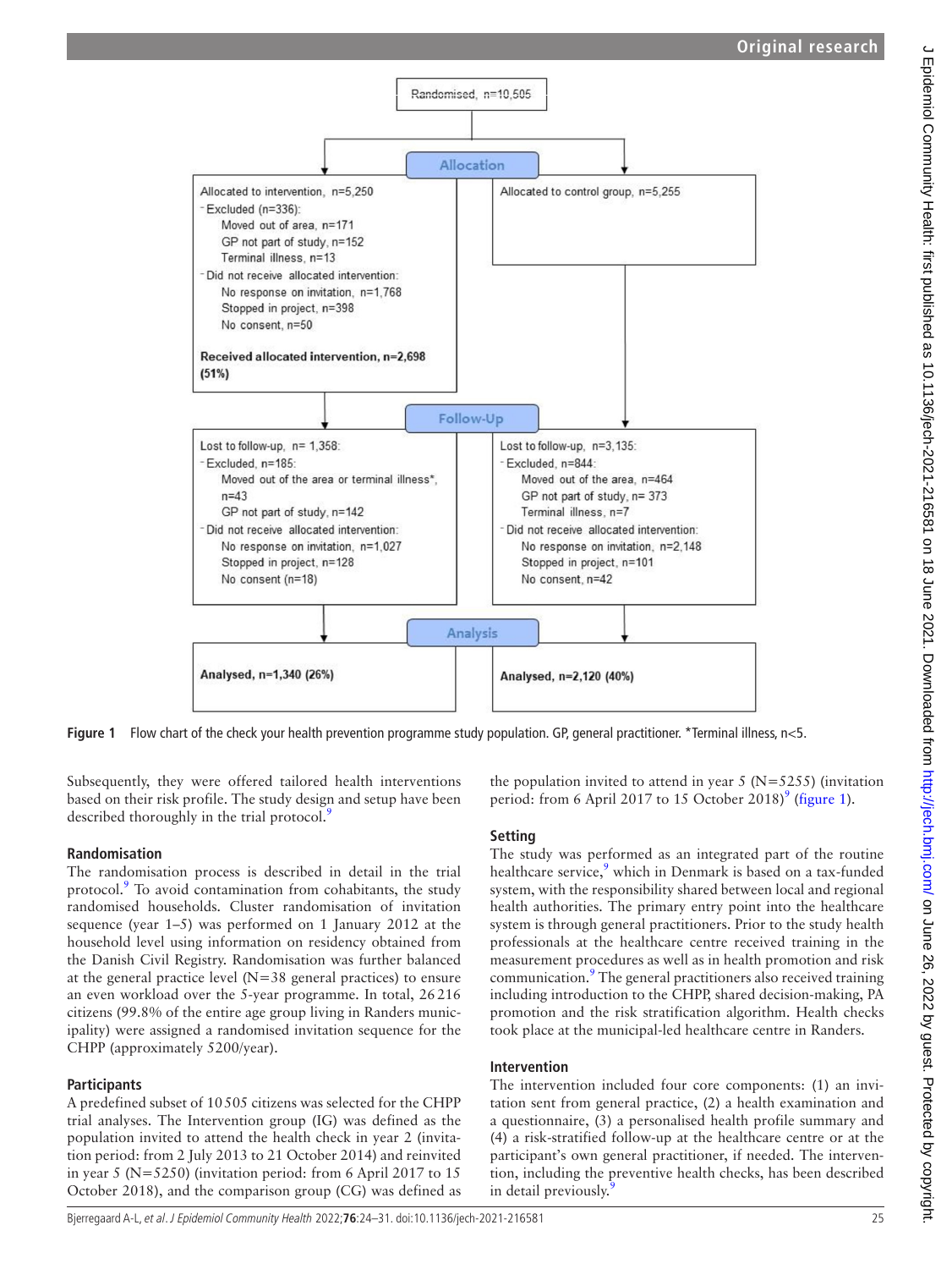Randomised, n=10,505

**Allocation**

Allocated to intervention, n=5,250
- Excluded (n=336):
  - Moved out of area, n=171
  - GP not part of study, n=152
  - Terminal illness, n=13
- Did not receive allocated intervention:
  - No response on invitation, n=1,768
  - Stopped in project, n=398
  - No consent, n=50

**Received allocated intervention, n=2,698 (51%)**

Allocated to control group, n=5,255

**Follow-Up**

Lost to follow-up, n= 1,358:
- Excluded, n=185:
  - Moved out of the area or terminal illness*, n=43
  - GP not part of study, n=142
- Did not receive allocated intervention:
  - No response on invitation, n=1,027
  - Stopped in project, n=128
  - No consent (n=18)

Lost to follow-up, n=3,135:
- Excluded, n=844:
  - Moved out of the area, n=464
  - GP not part of study, n= 373
  - Terminal illness, n=7
- Did not receive allocated intervention:
  - No response on invitation, n=2,148
  - Stopped in project, n=101
  - No consent, n=42

**Analysis**

**Analysed, n=1,340 (26%)**

**Analysed, n=2,120 (40%)**

**Figure 1** Flow chart of the check your health prevention programme study population. GP, general practitioner. *Terminal illness, n<5.

Subsequently, they were offered tailored health interventions based on their risk profile. The study design and setup have been described thoroughly in the trial protocol.[9]

### Randomisation

The randomisation process is described in detail in the trial protocol.[9] To avoid contamination from cohabitants, the study randomised households. Cluster randomisation of invitation sequence (year 1–5) was performed on 1 January 2012 at the household level using information on residency obtained from the Danish Civil Registry. Randomisation was further balanced at the general practice level (N=38 general practices) to ensure an even workload over the 5-year programme. In total, 26 216 citizens (99.8% of the entire age group living in Randers municipality) were assigned a randomised invitation sequence for the CHPP (approximately 5200/year).

### Participants

A predefined subset of 10 505 citizens was selected for the CHPP trial analyses. The Intervention group (IG) was defined as the population invited to attend the health check in year 2 (invitation period: from 2 July 2013 to 21 October 2014) and reinvited in year 5 (N=5250) (invitation period: from 6 April 2017 to 15 October 2018), and the comparison group (CG) was defined as the population invited to attend in year 5 (N=5255) (invitation period: from 6 April 2017 to 15 October 2018)[9] (figure 1).

### Setting

The study was performed as an integrated part of the routine healthcare service,[9] which in Denmark is based on a tax-funded system, with the responsibility shared between local and regional health authorities. The primary entry point into the healthcare system is through general practitioners. Prior to the study health professionals at the healthcare centre received training in the measurement procedures as well as in health promotion and risk communication.[9] The general practitioners also received training including introduction to the CHPP, shared decision-making, PA promotion and the risk stratification algorithm. Health checks took place at the municipal-led healthcare centre in Randers.

### Intervention

The intervention included four core components: (1) an invitation sent from general practice, (2) a health examination and a questionnaire, (3) a personalised health profile summary and (4) a risk-stratified follow-up at the healthcare centre or at the participant's own general practitioner, if needed. The intervention, including the preventive health checks, has been described in detail previously.[9]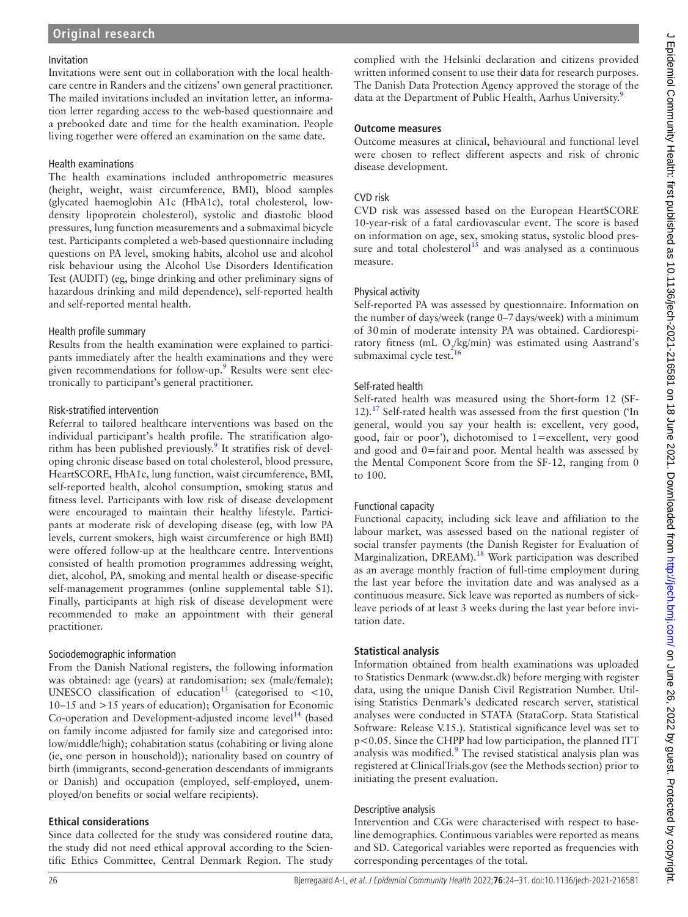### Invitation

Invitations were sent out in collaboration with the local healthcare centre in Randers and the citizens' own general practitioner. The mailed invitations included an invitation letter, an information letter regarding access to the web-based questionnaire and a prebooked date and time for the health examination. People living together were offered an examination on the same date.

### Health examinations

The health examinations included anthropometric measures (height, weight, waist circumference, BMI), blood samples (glycated haemoglobin A1c (HbA1c), total cholesterol, low-density lipoprotein cholesterol), systolic and diastolic blood pressures, lung function measurements and a submaximal bicycle test. Participants completed a web-based questionnaire including questions on PA level, smoking habits, alcohol use and alcohol risk behaviour using the Alcohol Use Disorders Identification Test (AUDIT) (eg, binge drinking and other preliminary signs of hazardous drinking and mild dependence), self-reported health and self-reported mental health.

### Health profile summary

Results from the health examination were explained to participants immediately after the health examinations and they were given recommendations for follow-up.[9] Results were sent electronically to participant's general practitioner.

### Risk-stratified intervention

Referral to tailored healthcare interventions was based on the individual participant's health profile. The stratification algorithm has been published previously.[9] It stratifies risk of developing chronic disease based on total cholesterol, blood pressure, HeartSCORE, HbA1c, lung function, waist circumference, BMI, self-reported health, alcohol consumption, smoking status and fitness level. Participants with low risk of disease development were encouraged to maintain their healthy lifestyle. Participants at moderate risk of developing disease (eg, with low PA levels, current smokers, high waist circumference or high BMI) were offered follow-up at the healthcare centre. Interventions consisted of health promotion programmes addressing weight, diet, alcohol, PA, smoking and mental health or disease-specific self-management programmes (online supplemental table S1). Finally, participants at high risk of disease development were recommended to make an appointment with their general practitioner.

### Sociodemographic information

From the Danish National registers, the following information was obtained: age (years) at randomisation; sex (male/female); UNESCO classification of education[13] (categorised to <10, 10–15 and >15 years of education); Organisation for Economic Co-operation and Development-adjusted income level[14] (based on family income adjusted for family size and categorised into: low/middle/high); cohabitation status (cohabiting or living alone (ie, one person in household)); nationality based on country of birth (immigrants, second-generation descendants of immigrants or Danish) and occupation (employed, self-employed, unemployed/on benefits or social welfare recipients).

## Ethical considerations

Since data collected for the study was considered routine data, the study did not need ethical approval according to the Scientific Ethics Committee, Central Denmark Region. The study complied with the Helsinki declaration and citizens provided written informed consent to use their data for research purposes. The Danish Data Protection Agency approved the storage of the data at the Department of Public Health, Aarhus University.[9]

## Outcome measures

Outcome measures at clinical, behavioural and functional level were chosen to reflect different aspects and risk of chronic disease development.

### CVD risk

CVD risk was assessed based on the European HeartSCORE 10-year-risk of a fatal cardiovascular event. The score is based on information on age, sex, smoking status, systolic blood pressure and total cholesterol[15] and was analysed as a continuous measure.

### Physical activity

Self-reported PA was assessed by questionnaire. Information on the number of days/week (range 0–7 days/week) with a minimum of 30 min of moderate intensity PA was obtained. Cardiorespiratory fitness (mL $O_2$/kg/min) was estimated using Aastrand's submaximal cycle test.[16]

### Self-rated health

Self-rated health was measured using the Short-form 12 (SF-12).[17] Self-rated health was assessed from the first question ('In general, would you say your health is: excellent, very good, good, fair or poor'), dichotomised to 1=excellent, very good and good and 0=fair and poor. Mental health was assessed by the Mental Component Score from the SF-12, ranging from 0 to 100.

### Functional capacity

Functional capacity, including sick leave and affiliation to the labour market, was assessed based on the national register of social transfer payments (the Danish Register for Evaluation of Marginalization, DREAM).[18] Work participation was described as an average monthly fraction of full-time employment during the last year before the invitation date and was analysed as a continuous measure. Sick leave was reported as numbers of sick-leave periods of at least 3 weeks during the last year before invitation date.

## Statistical analysis

Information obtained from health examinations was uploaded to Statistics Denmark (www.dst.dk) before merging with register data, using the unique Danish Civil Registration Number. Utilising Statistics Denmark's dedicated research server, statistical analyses were conducted in STATA (StataCorp. Stata Statistical Software: Release V.15.). Statistical significance level was set to $p<0.05$. Since the CHPP had low participation, the planned ITT analysis was modified.[9] The revised statistical analysis plan was registered at ClinicalTrials.gov (see the Methods section) prior to initiating the present evaluation.

### Descriptive analysis

Intervention and CGs were characterised with respect to baseline demographics. Continuous variables were reported as means and SD. Categorical variables were reported as frequencies with corresponding percentages of the total.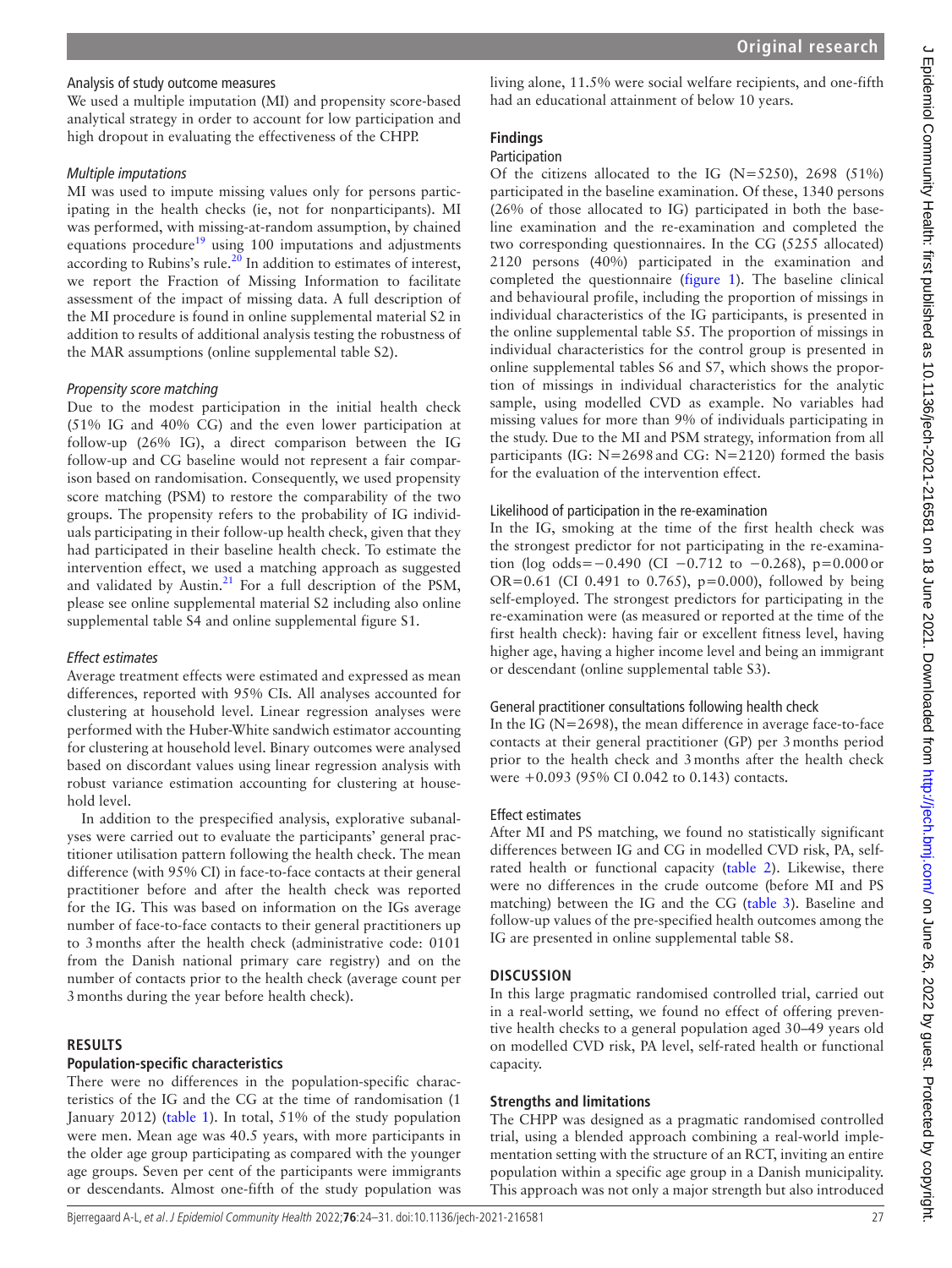### Analysis of study outcome measures

We used a multiple imputation (MI) and propensity score-based analytical strategy in order to account for low participation and high dropout in evaluating the effectiveness of the CHPP.

#### *Multiple imputations*

MI was used to impute missing values only for persons participating in the health checks (ie, not for nonparticipants). MI was performed, with missing-at-random assumption, by chained equations procedure[19] using 100 imputations and adjustments according to Rubins's rule.[20] In addition to estimates of interest, we report the Fraction of Missing Information to facilitate assessment of the impact of missing data. A full description of the MI procedure is found in online supplemental material S2 in addition to results of additional analysis testing the robustness of the MAR assumptions (online supplemental table S2).

#### *Propensity score matching*

Due to the modest participation in the initial health check (51% IG and 40% CG) and the even lower participation at follow-up (26% IG), a direct comparison between the IG follow-up and CG baseline would not represent a fair comparison based on randomisation. Consequently, we used propensity score matching (PSM) to restore the comparability of the two groups. The propensity refers to the probability of IG individuals participating in their follow-up health check, given that they had participated in their baseline health check. To estimate the intervention effect, we used a matching approach as suggested and validated by Austin.[21] For a full description of the PSM, please see online supplemental material S2 including also online supplemental table S4 and online supplemental figure S1.

#### *Effect estimates*

Average treatment effects were estimated and expressed as mean differences, reported with 95% CIs. All analyses accounted for clustering at household level. Linear regression analyses were performed with the Huber-White sandwich estimator accounting for clustering at household level. Binary outcomes were analysed based on discordant values using linear regression analysis with robust variance estimation accounting for clustering at household level.

In addition to the prespecified analysis, explorative subanalyses were carried out to evaluate the participants' general practitioner utilisation pattern following the health check. The mean difference (with 95% CI) in face-to-face contacts at their general practitioner before and after the health check was reported for the IG. This was based on information on the IGs average number of face-to-face contacts to their general practitioners up to 3 months after the health check (administrative code: 0101 from the Danish national primary care registry) and on the number of contacts prior to the health check (average count per 3 months during the year before health check).

## RESULTS

### Population-specific characteristics

There were no differences in the population-specific characteristics of the IG and the CG at the time of randomisation (1 January 2012) (table 1). In total, 51% of the study population were men. Mean age was 40.5 years, with more participants in the older age group participating as compared with the younger age groups. Seven per cent of the participants were immigrants or descendants. Almost one-fifth of the study population was living alone, 11.5% were social welfare recipients, and one-fifth had an educational attainment of below 10 years.

### Findings

#### Participation

Of the citizens allocated to the IG (N=5250), 2698 (51%) participated in the baseline examination. Of these, 1340 persons (26% of those allocated to IG) participated in both the baseline examination and the re-examination and completed the two corresponding questionnaires. In the CG (5255 allocated) 2120 persons (40%) participated in the examination and completed the questionnaire (figure 1). The baseline clinical and behavioural profile, including the proportion of missings in individual characteristics of the IG participants, is presented in the online supplemental table S5. The proportion of missings in individual characteristics for the control group is presented in online supplemental tables S6 and S7, which shows the proportion of missings in individual characteristics for the analytic sample, using modelled CVD as example. No variables had missing values for more than 9% of individuals participating in the study. Due to the MI and PSM strategy, information from all participants (IG: N=2698 and CG: N=2120) formed the basis for the evaluation of the intervention effect.

#### Likelihood of participation in the re-examination

In the IG, smoking at the time of the first health check was the strongest predictor for not participating in the re-examination (log odds=−0.490 (CI −0.712 to −0.268), p=0.000 or OR=0.61 (CI 0.491 to 0.765), p=0.000), followed by being self-employed. The strongest predictors for participating in the re-examination were (as measured or reported at the time of the first health check): having fair or excellent fitness level, having higher age, having a higher income level and being an immigrant or descendant (online supplemental table S3).

#### General practitioner consultations following health check

In the IG (N=2698), the mean difference in average face-to-face contacts at their general practitioner (GP) per 3 months period prior to the health check and 3 months after the health check were +0.093 (95% CI 0.042 to 0.143) contacts.

#### Effect estimates

After MI and PS matching, we found no statistically significant differences between IG and CG in modelled CVD risk, PA, self-rated health or functional capacity (table 2). Likewise, there were no differences in the crude outcome (before MI and PS matching) between the IG and the CG (table 3). Baseline and follow-up values of the pre-specified health outcomes among the IG are presented in online supplemental table S8.

## DISCUSSION

In this large pragmatic randomised controlled trial, carried out in a real-world setting, we found no effect of offering preventive health checks to a general population aged 30–49 years old on modelled CVD risk, PA level, self-rated health or functional capacity.

### Strengths and limitations

The CHPP was designed as a pragmatic randomised controlled trial, using a blended approach combining a real-world implementation setting with the structure of an RCT, inviting an entire population within a specific age group in a Danish municipality. This approach was not only a major strength but also introduced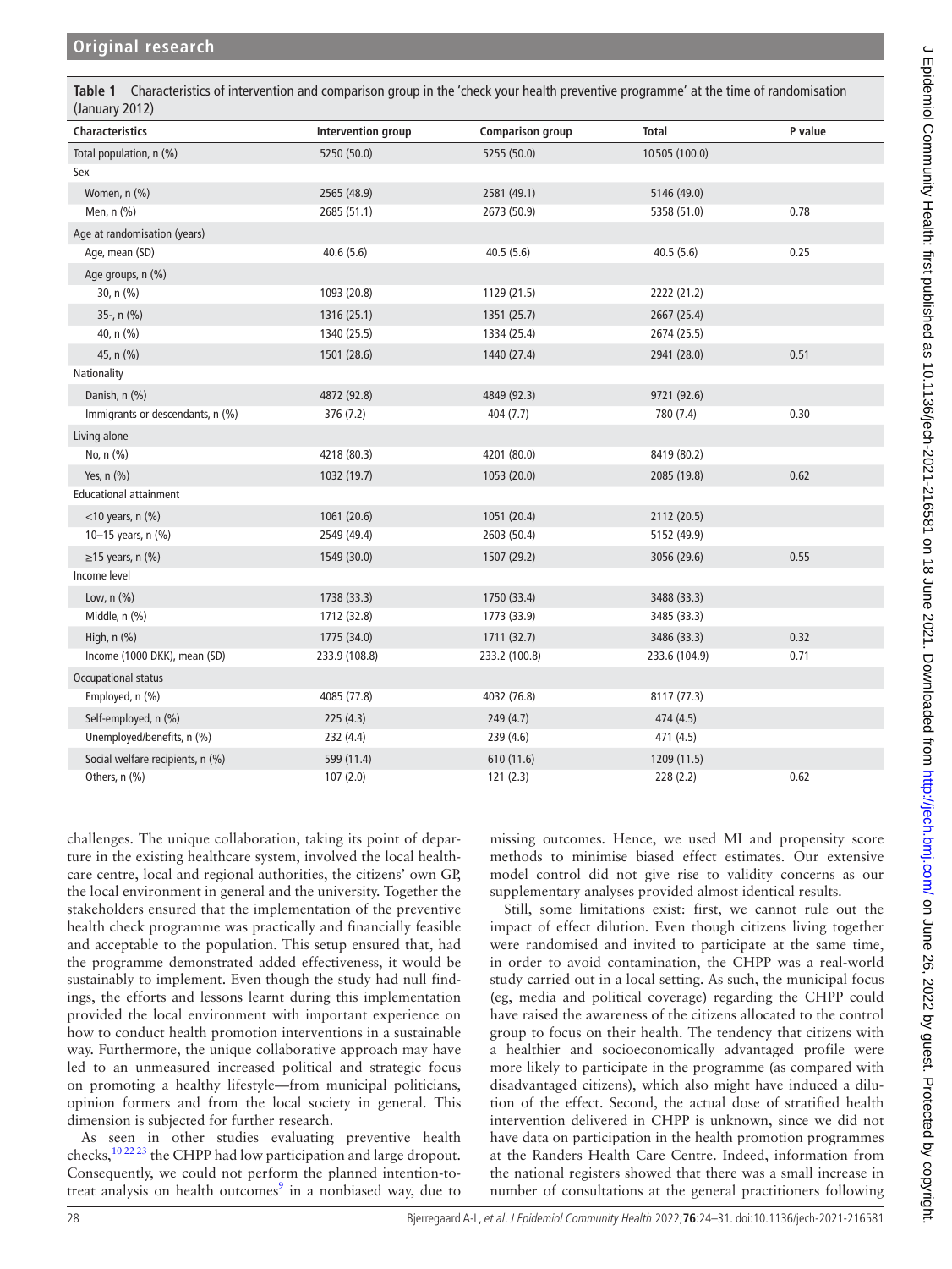**Table 1** Characteristics of intervention and comparison group in the 'check your health preventive programme' at the time of randomisation (January 2012)

| Characteristics | Intervention group | Comparison group | Total | P value |
|---|---|---|---|---|
| Total population, n (%) | 5250 (50.0) | 5255 (50.0) | 10505 (100.0) | |
| Sex | | | | |
| Women, n (%) | 2565 (48.9) | 2581 (49.1) | 5146 (49.0) | |
| Men, n (%) | 2685 (51.1) | 2673 (50.9) | 5358 (51.0) | 0.78 |
| Age at randomisation (years) | | | | |
| Age, mean (SD) | 40.6 (5.6) | 40.5 (5.6) | 40.5 (5.6) | 0.25 |
| Age groups, n (%) | | | | |
| 30, n (%) | 1093 (20.8) | 1129 (21.5) | 2222 (21.2) | |
| 35-, n (%) | 1316 (25.1) | 1351 (25.7) | 2667 (25.4) | |
| 40, n (%) | 1340 (25.5) | 1334 (25.4) | 2674 (25.5) | |
| 45, n (%) | 1501 (28.6) | 1440 (27.4) | 2941 (28.0) | 0.51 |
| Nationality | | | | |
| Danish, n (%) | 4872 (92.8) | 4849 (92.3) | 9721 (92.6) | |
| Immigrants or descendants, n (%) | 376 (7.2) | 404 (7.7) | 780 (7.4) | 0.30 |
| Living alone | | | | |
| No, n (%) | 4218 (80.3) | 4201 (80.0) | 8419 (80.2) | |
| Yes, n (%) | 1032 (19.7) | 1053 (20.0) | 2085 (19.8) | 0.62 |
| Educational attainment | | | | |
| <10 years, n (%) | 1061 (20.6) | 1051 (20.4) | 2112 (20.5) | |
| 10–15 years, n (%) | 2549 (49.4) | 2603 (50.4) | 5152 (49.9) | |
| ≥15 years, n (%) | 1549 (30.0) | 1507 (29.2) | 3056 (29.6) | 0.55 |
| Income level | | | | |
| Low, n (%) | 1738 (33.3) | 1750 (33.4) | 3488 (33.3) | |
| Middle, n (%) | 1712 (32.8) | 1773 (33.9) | 3485 (33.3) | |
| High, n (%) | 1775 (34.0) | 1711 (32.7) | 3486 (33.3) | 0.32 |
| Income (1000 DKK), mean (SD) | 233.9 (108.8) | 233.2 (100.8) | 233.6 (104.9) | 0.71 |
| Occupational status | | | | |
| Employed, n (%) | 4085 (77.8) | 4032 (76.8) | 8117 (77.3) | |
| Self-employed, n (%) | 225 (4.3) | 249 (4.7) | 474 (4.5) | |
| Unemployed/benefits, n (%) | 232 (4.4) | 239 (4.6) | 471 (4.5) | |
| Social welfare recipients, n (%) | 599 (11.4) | 610 (11.6) | 1209 (11.5) | |
| Others, n (%) | 107 (2.0) | 121 (2.3) | 228 (2.2) | 0.62 |

challenges. The unique collaboration, taking its point of departure in the existing healthcare system, involved the local healthcare centre, local and regional authorities, the citizens' own GP, the local environment in general and the university. Together the stakeholders ensured that the implementation of the preventive health check programme was practically and financially feasible and acceptable to the population. This setup ensured that, had the programme demonstrated added effectiveness, it would be sustainably to implement. Even though the study had null findings, the efforts and lessons learnt during this implementation provided the local environment with important experience on how to conduct health promotion interventions in a sustainable way. Furthermore, the unique collaborative approach may have led to an unmeasured increased political and strategic focus on promoting a healthy lifestyle—from municipal politicians, opinion formers and from the local society in general. This dimension is subjected for further research.

As seen in other studies evaluating preventive health checks,[10 22 23] the CHPP had low participation and large dropout. Consequently, we could not perform the planned intention-to-treat analysis on health outcomes[9] in a nonbiased way, due to missing outcomes. Hence, we used MI and propensity score methods to minimise biased effect estimates. Our extensive model control did not give rise to validity concerns as our supplementary analyses provided almost identical results.

Still, some limitations exist: first, we cannot rule out the impact of effect dilution. Even though citizens living together were randomised and invited to participate at the same time, in order to avoid contamination, the CHPP was a real-world study carried out in a local setting. As such, the municipal focus (eg, media and political coverage) regarding the CHPP could have raised the awareness of the citizens allocated to the control group to focus on their health. The tendency that citizens with a healthier and socioeconomically advantaged profile were more likely to participate in the programme (as compared with disadvantaged citizens), which also might have induced a dilution of the effect. Second, the actual dose of stratified health intervention delivered in CHPP is unknown, since we did not have data on participation in the health promotion programmes at the Randers Health Care Centre. Indeed, information from the national registers showed that there was a small increase in number of consultations at the general practitioners following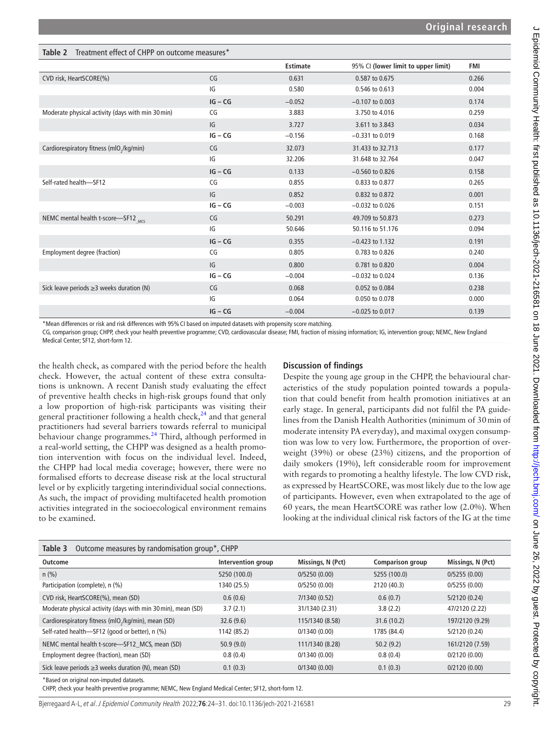**Table 2** Treatment effect of CHPP on outcome measures*

| | | Estimate | 95% CI (lower limit to upper limit) | FMI |
|---|---|---|---|---|
| CVD risk, HeartSCORE(%) | CG | 0.631 | 0.587 to 0.675 | 0.266 |
| | IG | 0.580 | 0.546 to 0.613 | 0.004 |
| | **IG – CG** | −0.052 | −0.107 to 0.003 | 0.174 |
| Moderate physical activity (days with min 30 min) | CG | 3.883 | 3.750 to 4.016 | 0.259 |
| | IG | 3.727 | 3.611 to 3.843 | 0.034 |
| | **IG – CG** | −0.156 | −0.331 to 0.019 | 0.168 |
| Cardiorespiratory fitness (mlO$_2$/kg/min) | CG | 32.073 | 31.433 to 32.713 | 0.177 |
| | IG | 32.206 | 31.648 to 32.764 | 0.047 |
| | **IG – CG** | 0.133 | −0.560 to 0.826 | 0.158 |
| Self-rated health—SF12 | CG | 0.855 | 0.833 to 0.877 | 0.265 |
| | IG | 0.852 | 0.832 to 0.872 | 0.001 |
| | **IG – CG** | −0.003 | −0.032 to 0.026 | 0.151 |
| NEMC mental health t-score—SF12$_{\_MCS}$ | CG | 50.291 | 49.709 to 50.873 | 0.273 |
| | IG | 50.646 | 50.116 to 51.176 | 0.094 |
| | **IG – CG** | 0.355 | −0.423 to 1.132 | 0.191 |
| Employment degree (fraction) | CG | 0.805 | 0.783 to 0.826 | 0.240 |
| | IG | 0.800 | 0.781 to 0.820 | 0.004 |
| | **IG – CG** | −0.004 | −0.032 to 0.024 | 0.136 |
| Sick leave periods ≥3 weeks duration (N) | CG | 0.068 | 0.052 to 0.084 | 0.238 |
| | IG | 0.064 | 0.050 to 0.078 | 0.000 |
| | **IG – CG** | −0.004 | −0.025 to 0.017 | 0.139 |

*Mean differences or risk and risk differences with 95% CI based on imputed datasets with propensity score matching.
CG, comparison group; CHPP, check your health preventive programme; CVD, cardiovascular disease; FMI, fraction of missing information; IG, intervention group; NEMC, New England Medical Center; SF12, short-form 12.

the health check, as compared with the period before the health check. However, the actual content of these extra consultations is unknown. A recent Danish study evaluating the effect of preventive health checks in high-risk groups found that only a low proportion of high-risk participants was visiting their general practitioner following a health check,[24] and that general practitioners had several barriers towards referral to municipal behaviour change programmes.[24] Third, although performed in a real-world setting, the CHPP was designed as a health promotion intervention with focus on the individual level. Indeed, the CHPP had local media coverage; however, there were no formalised efforts to decrease disease risk at the local structural level or by explicitly targeting interindividual social connections. As such, the impact of providing multifaceted health promotion activities integrated in the socioecological environment remains to be examined.

### Discussion of findings

Despite the young age group in the CHPP, the behavioural characteristics of the study population pointed towards a population that could benefit from health promotion initiatives at an early stage. In general, participants did not fulfil the PA guidelines from the Danish Health Authorities (minimum of 30 min of moderate intensity PA everyday), and maximal oxygen consumption was low to very low. Furthermore, the proportion of overweight (39%) or obese (23%) citizens, and the proportion of daily smokers (19%), left considerable room for improvement with regards to promoting a healthy lifestyle. The low CVD risk, as expressed by HeartSCORE, was most likely due to the low age of participants. However, even when extrapolated to the age of 60 years, the mean HeartSCORE was rather low (2.0%). When looking at the individual clinical risk factors of the IG at the time

**Table 3** Outcome measures by randomisation group*, CHPP

| Outcome | Intervention group | Missings, N (Pct) | Comparison group | Missings, N (Pct) |
|---|---|---|---|---|
| n (%) | 5250 (100.0) | 0/5250 (0.00) | 5255 (100.0) | 0/5255 (0.00) |
| Participation (complete), n (%) | 1340 (25.5) | 0/5250 (0.00) | 2120 (40.3) | 0/5255 (0.00) |
| CVD risk, HeartSCORE(%), mean (SD) | 0.6 (0.6) | 7/1340 (0.52) | 0.6 (0.7) | 5/2120 (0.24) |
| Moderate physical activity (days with min 30 min), mean (SD) | 3.7 (2.1) | 31/1340 (2.31) | 3.8 (2.2) | 47/2120 (2.22) |
| Cardiorespiratory fitness (mlO$_2$/kg/min), mean (SD) | 32.6 (9.6) | 115/1340 (8.58) | 31.6 (10.2) | 197/2120 (9.29) |
| Self-rated health—SF12 (good or better), n (%) | 1142 (85.2) | 0/1340 (0.00) | 1785 (84.4) | 5/2120 (0.24) |
| NEMC mental health t-score—SF12_MCS, mean (SD) | 50.9 (9.0) | 111/1340 (8.28) | 50.2 (9.2) | 161/2120 (7.59) |
| Employment degree (fraction), mean (SD) | 0.8 (0.4) | 0/1340 (0.00) | 0.8 (0.4) | 0/2120 (0.00) |
| Sick leave periods ≥3 weeks duration (N), mean (SD) | 0.1 (0.3) | 0/1340 (0.00) | 0.1 (0.3) | 0/2120 (0.00) |

*Based on original non-imputed datasets.
CHPP, check your health preventive programme; NEMC, New England Medical Center; SF12, short-form 12.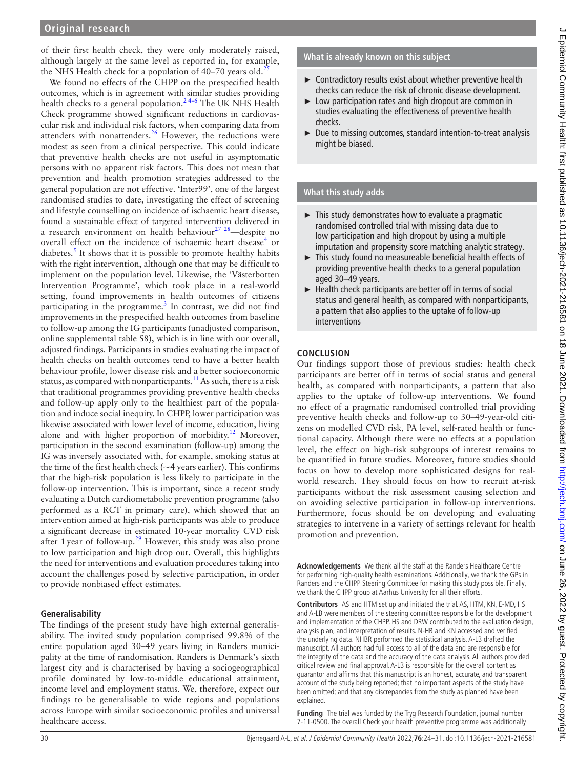of their first health check, they were only moderately raised, although largely at the same level as reported in, for example, the NHS Health check for a population of 40–70 years old.[25]

We found no effects of the CHPP on the prespecified health outcomes, which is in agreement with similar studies providing health checks to a general population.[2 4–6] The UK NHS Health Check programme showed significant reductions in cardiovascular risk and individual risk factors, when comparing data from attenders with nonattenders.[26] However, the reductions were modest as seen from a clinical perspective. This could indicate that preventive health checks are not useful in asymptomatic persons with no apparent risk factors. This does not mean that prevention and health promotion strategies addressed to the general population are not effective. 'Inter99', one of the largest randomised studies to date, investigating the effect of screening and lifestyle counselling on incidence of ischaemic heart disease, found a sustainable effect of targeted intervention delivered in a research environment on health behaviour[27 28]—despite no overall effect on the incidence of ischaemic heart disease[4] or diabetes.[5] It shows that it is possible to promote healthy habits with the right intervention, although one that may be difficult to implement on the population level. Likewise, the 'Västerbotten Intervention Programme', which took place in a real-world setting, found improvements in health outcomes of citizens participating in the programme.[3] In contrast, we did not find improvements in the prespecified health outcomes from baseline to follow-up among the IG participants (unadjusted comparison, online supplemental table S8), which is in line with our overall, adjusted findings. Participants in studies evaluating the impact of health checks on health outcomes tend to have a better health behaviour profile, lower disease risk and a better socioeconomic status, as compared with nonparticipants.[11] As such, there is a risk that traditional programmes providing preventive health checks and follow-up apply only to the healthiest part of the population and induce social inequity. In CHPP, lower participation was likewise associated with lower level of income, education, living alone and with higher proportion of morbidity.[12] Moreover, participation in the second examination (follow-up) among the IG was inversely associated with, for example, smoking status at the time of the first health check (~4 years earlier). This confirms that the high-risk population is less likely to participate in the follow-up intervention. This is important, since a recent study evaluating a Dutch cardiometabolic prevention programme (also performed as a RCT in primary care), which showed that an intervention aimed at high-risk participants was able to produce a significant decrease in estimated 10-year mortality CVD risk after 1 year of follow-up.[29] However, this study was also prone to low participation and high drop out. Overall, this highlights the need for interventions and evaluation procedures taking into account the challenges posed by selective participation, in order to provide nonbiased effect estimates.

### Generalisability

The findings of the present study have high external generalisability. The invited study population comprised 99.8% of the entire population aged 30–49 years living in Randers municipality at the time of randomisation. Randers is Denmark's sixth largest city and is characterised by having a sociogeographical profile dominated by low-to-middle educational attainment, income level and employment status. We, therefore, expect our findings to be generalisable to wide regions and populations across Europe with similar socioeconomic profiles and universal healthcare access.

### What is already known on this subject

- Contradictory results exist about whether preventive health checks can reduce the risk of chronic disease development.
- Low participation rates and high dropout are common in studies evaluating the effectiveness of preventive health checks.
- Due to missing outcomes, standard intention-to-treat analysis might be biased.

### What this study adds

- This study demonstrates how to evaluate a pragmatic randomised controlled trial with missing data due to low participation and high dropout by using a multiple imputation and propensity score matching analytic strategy.
- This study found no measureable beneficial health effects of providing preventive health checks to a general population aged 30–49 years.
- Health check participants are better off in terms of social status and general health, as compared with nonparticipants, a pattern that also applies to the uptake of follow-up interventions

## CONCLUSION

Our findings support those of previous studies: health check participants are better off in terms of social status and general health, as compared with nonparticipants, a pattern that also applies to the uptake of follow-up interventions. We found no effect of a pragmatic randomised controlled trial providing preventive health checks and follow-up to 30–49-year-old citizens on modelled CVD risk, PA level, self-rated health or functional capacity. Although there were no effects at a population level, the effect on high-risk subgroups of interest remains to be quantified in future studies. Moreover, future studies should focus on how to develop more sophisticated designs for real-world research. They should focus on how to recruit at-risk participants without the risk assessment causing selection and on avoiding selective participation in follow-up interventions. Furthermore, focus should be on developing and evaluating strategies to intervene in a variety of settings relevant for health promotion and prevention.

**Acknowledgements** We thank all the staff at the Randers Healthcare Centre for performing high-quality health examinations. Additionally, we thank the GPs in Randers and the CHPP Steering Committee for making this study possible. Finally, we thank the CHPP group at Aarhus University for all their efforts.

**Contributors** AS and HTM set up and initiated the trial. AS, HTM, KN, E-MD, HS and A-LB were members of the steering committee responsible for the development and implementation of the CHPP. HS and DRW contributed to the evaluation design, analysis plan, and interpretation of results. N-HB and KN accessed and verified the underlying data. NHBR performed the statistical analysis. A-LB drafted the manuscript. All authors had full access to all of the data and are responsible for the integrity of the data and the accuracy of the data analysis. All authors provided critical review and final approval. A-LB is responsible for the overall content as guarantor and affirms that this manuscript is an honest, accurate, and transparent account of the study being reported; that no important aspects of the study have been omitted; and that any discrepancies from the study as planned have been explained.

**Funding** The trial was funded by the Tryg Research Foundation, journal number 7-11-0500. The overall Check your health preventive programme was additionally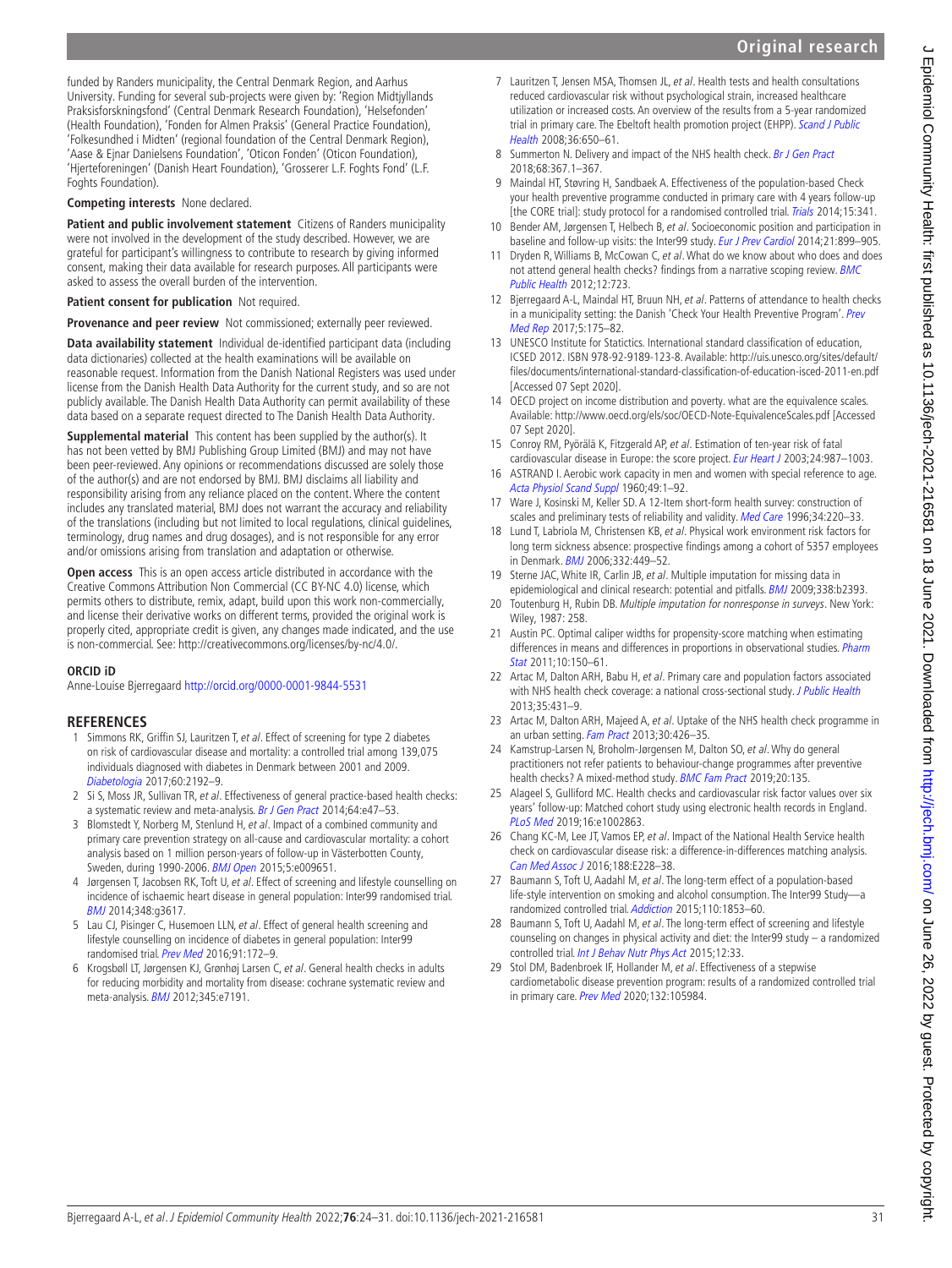funded by Randers municipality, the Central Denmark Region, and Aarhus University. Funding for several sub-projects were given by: 'Region Midtjyllands Praksisforskningsfond' (Central Denmark Research Foundation), 'Helsefonden' (Health Foundation), 'Fonden for Almen Praksis' (General Practice Foundation), 'Folkesundhed i Midten' (regional foundation of the Central Denmark Region), 'Aase & Ejnar Danielsens Foundation', 'Oticon Fonden' (Oticon Foundation), 'Hjerteforeningen' (Danish Heart Foundation), 'Grosserer L.F. Foghts Fond' (L.F. Foghts Foundation).

**Competing interests** None declared.

**Patient and public involvement statement** Citizens of Randers municipality were not involved in the development of the study described. However, we are grateful for participant's willingness to contribute to research by giving informed consent, making their data available for research purposes. All participants were asked to assess the overall burden of the intervention.

**Patient consent for publication** Not required.

**Provenance and peer review** Not commissioned; externally peer reviewed.

**Data availability statement** Individual de-identified participant data (including data dictionaries) collected at the health examinations will be available on reasonable request. Information from the Danish National Registers was used under license from the Danish Health Data Authority for the current study, and so are not publicly available. The Danish Health Data Authority can permit availability of these data based on a separate request directed to The Danish Health Data Authority.

**Supplemental material** This content has been supplied by the author(s). It has not been vetted by BMJ Publishing Group Limited (BMJ) and may not have been peer-reviewed. Any opinions or recommendations discussed are solely those of the author(s) and are not endorsed by BMJ. BMJ disclaims all liability and responsibility arising from any reliance placed on the content. Where the content includes any translated material, BMJ does not warrant the accuracy and reliability of the translations (including but not limited to local regulations, clinical guidelines, terminology, drug names and drug dosages), and is not responsible for any error and/or omissions arising from translation and adaptation or otherwise.

**Open access** This is an open access article distributed in accordance with the Creative Commons Attribution Non Commercial (CC BY-NC 4.0) license, which permits others to distribute, remix, adapt, build upon this work non-commercially, and license their derivative works on different terms, provided the original work is properly cited, appropriate credit is given, any changes made indicated, and the use is non-commercial. See: http://creativecommons.org/licenses/by-nc/4.0/.

**ORCID iD**

Anne-Louise Bjerregaard http://orcid.org/0000-0001-9844-5531

## REFERENCES

1. Simmons RK, Griffin SJ, Lauritzen T, *et al*. Effect of screening for type 2 diabetes on risk of cardiovascular disease and mortality: a controlled trial among 139,075 individuals diagnosed with diabetes in Denmark between 2001 and 2009. *Diabetologia* 2017;60:2192–9.
2. Si S, Moss JR, Sullivan TR, *et al*. Effectiveness of general practice-based health checks: a systematic review and meta-analysis. *Br J Gen Pract* 2014;64:e47–53.
3. Blomstedt Y, Norberg M, Stenlund H, *et al*. Impact of a combined community and primary care prevention strategy on all-cause and cardiovascular mortality: a cohort analysis based on 1 million person-years of follow-up in Västerbotten County, Sweden, during 1990-2006. *BMJ Open* 2015;5:e009651.
4. Jørgensen T, Jacobsen RK, Toft U, *et al*. Effect of screening and lifestyle counselling on incidence of ischaemic heart disease in general population: Inter99 randomised trial. *BMJ* 2014;348:g3617.
5. Lau CJ, Pisinger C, Husemoen LLN, *et al*. Effect of general health screening and lifestyle counselling on incidence of diabetes in general population: Inter99 randomised trial. *Prev Med* 2016;91:172–9.
6. Krogsbøll LT, Jørgensen KJ, Grønhøj Larsen C, *et al*. General health checks in adults for reducing morbidity and mortality from disease: cochrane systematic review and meta-analysis. *BMJ* 2012;345:e7191.
7. Lauritzen T, Jensen MSA, Thomsen JL, *et al*. Health tests and health consultations reduced cardiovascular risk without psychological strain, increased healthcare utilization or increased costs. An overview of the results from a 5-year randomized trial in primary care. The Ebeltoft health promotion project (EHPP). *Scand J Public Health* 2008;36:650–61.
8. Summerton N. Delivery and impact of the NHS health check. *Br J Gen Pract* 2018;68:367.1–367.
9. Maindal HT, Støvring H, Sandbaek A. Effectiveness of the population-based Check your health preventive programme conducted in primary care with 4 years follow-up [the CORE trial]: study protocol for a randomised controlled trial. *Trials* 2014;15:341.
10. Bender AM, Jørgensen T, Helbech B, *et al*. Socioeconomic position and participation in baseline and follow-up visits: the Inter99 study. *Eur J Prev Cardiol* 2014;21:899–905.
11. Dryden R, Williams B, McCowan C, *et al*. What do we know about who does and does not attend general health checks? findings from a narrative scoping review. *BMC Public Health* 2012;12:723.
12. Bjerregaard A-L, Maindal HT, Bruun NH, *et al*. Patterns of attendance to health checks in a municipality setting: the Danish 'Check Your Health Preventive Program'. *Prev Med Rep* 2017;5:175–82.
13. UNESCO Institute for Statictics. International standard classification of education, ICSED 2012. ISBN 978-92-9189-123-8. Available: http://uis.unesco.org/sites/default/files/documents/international-standard-classification-of-education-isced-2011-en.pdf [Accessed 07 Sept 2020].
14. OECD project on income distribution and poverty. what are the equivalence scales. Available: http://www.oecd.org/els/soc/OECD-Note-EquivalenceScales.pdf [Accessed 07 Sept 2020].
15. Conroy RM, Pyörälä K, Fitzgerald AP, *et al*. Estimation of ten-year risk of fatal cardiovascular disease in Europe: the score project. *Eur Heart J* 2003;24:987–1003.
16. ASTRAND I. Aerobic work capacity in men and women with special reference to age. *Acta Physiol Scand Suppl* 1960;49:1–92.
17. Ware J, Kosinski M, Keller SD. A 12-Item short-form health survey: construction of scales and preliminary tests of reliability and validity. *Med Care* 1996;34:220–33.
18. Lund T, Labriola M, Christensen KB, *et al*. Physical work environment risk factors for long term sickness absence: prospective findings among a cohort of 5357 employees in Denmark. *BMJ* 2006;332:449–52.
19. Sterne JAC, White IR, Carlin JB, *et al*. Multiple imputation for missing data in epidemiological and clinical research: potential and pitfalls. *BMJ* 2009;338:b2393.
20. Toutenburg H, Rubin DB. *Multiple imputation for nonresponse in surveys*. New York: Wiley, 1987: 258.
21. Austin PC. Optimal caliper widths for propensity-score matching when estimating differences in means and differences in proportions in observational studies. *Pharm Stat* 2011;10:150–61.
22. Artac M, Dalton ARH, Babu H, *et al*. Primary care and population factors associated with NHS health check coverage: a national cross-sectional study. *J Public Health* 2013;35:431–9.
23. Artac M, Dalton ARH, Majeed A, *et al*. Uptake of the NHS health check programme in an urban setting. *Fam Pract* 2013;30:426–35.
24. Kamstrup-Larsen N, Broholm-Jørgensen M, Dalton SO, *et al*. Why do general practitioners not refer patients to behaviour-change programmes after preventive health checks? A mixed-method study. *BMC Fam Pract* 2019;20:135.
25. Alageel S, Gulliford MC. Health checks and cardiovascular risk factor values over six years' follow-up: Matched cohort study using electronic health records in England. *PLoS Med* 2019;16:e1002863.
26. Chang KC-M, Lee JT, Vamos EP, *et al*. Impact of the National Health Service health check on cardiovascular disease risk: a difference-in-differences matching analysis. *Can Med Assoc J* 2016;188:E228–38.
27. Baumann S, Toft U, Aadahl M, *et al*. The long-term effect of a population-based life-style intervention on smoking and alcohol consumption. The Inter99 Study—a randomized controlled trial. *Addiction* 2015;110:1853–60.
28. Baumann S, Toft U, Aadahl M, *et al*. The long-term effect of screening and lifestyle counseling on changes in physical activity and diet: the Inter99 study – a randomized controlled trial. *Int J Behav Nutr Phys Act* 2015;12:33.
29. Stol DM, Badenbroek IF, Hollander M, *et al*. Effectiveness of a stepwise cardiometabolic disease prevention program: results of a randomized controlled trial in primary care. *Prev Med* 2020;132:105984.